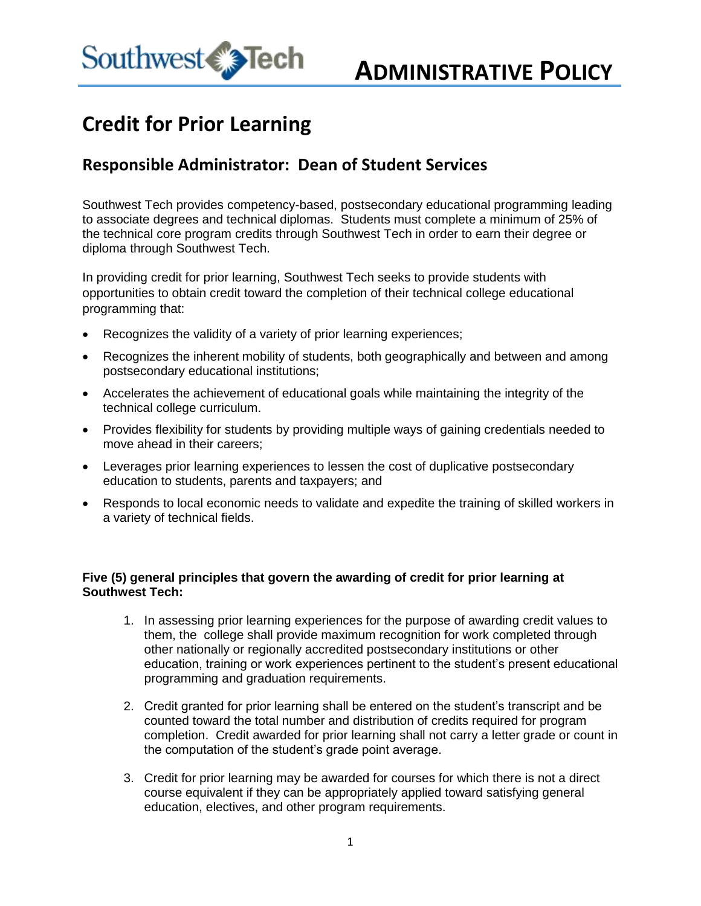Southwest Tech

# ADMINISTRATIVE POLICY

# Credit for Prior Learning

## Responsible Administrator: Dean of Student Services

Southwest Tech provides competency-based, postsecondary educational programming leading to associate degrees and technical diplomas. Students must complete a minimum of 25% of the technical core program credits through Southwest Tech in order to earn their degree or diploma through Southwest Tech.

In providing credit for prior learning, Southwest Tech seeks to provide students with opportunities to obtain credit toward the completion of their technical college educational programming that:

- Recognizes the validity of a variety of prior learning experiences;
- Recognizes the inherent mobility of students, both geographically and between and among postsecondary educational institutions;
- Accelerates the achievement of educational goals while maintaining the integrity of the technical college curriculum.
- Provides flexibility for students by providing multiple ways of gaining credentials needed to move ahead in their careers;
- Leverages prior learning experiences to lessen the cost of duplicative postsecondary education to students, parents and taxpayers; and
- Responds to local economic needs to validate and expedite the training of skilled workers in a variety of technical fields.

**Five (5) general principles that govern the awarding of credit for prior learning at Southwest Tech:**

1. In assessing prior learning experiences for the purpose of awarding credit values to them, the college shall provide maximum recognition for work completed through other nationally or regionally accredited postsecondary institutions or other education, training or work experiences pertinent to the student's present educational programming and graduation requirements.

2. Credit granted for prior learning shall be entered on the student's transcript and be counted toward the total number and distribution of credits required for program completion. Credit awarded for prior learning shall not carry a letter grade or count in the computation of the student's grade point average.

3. Credit for prior learning may be awarded for courses for which there is not a direct course equivalent if they can be appropriately applied toward satisfying general education, electives, and other program requirements.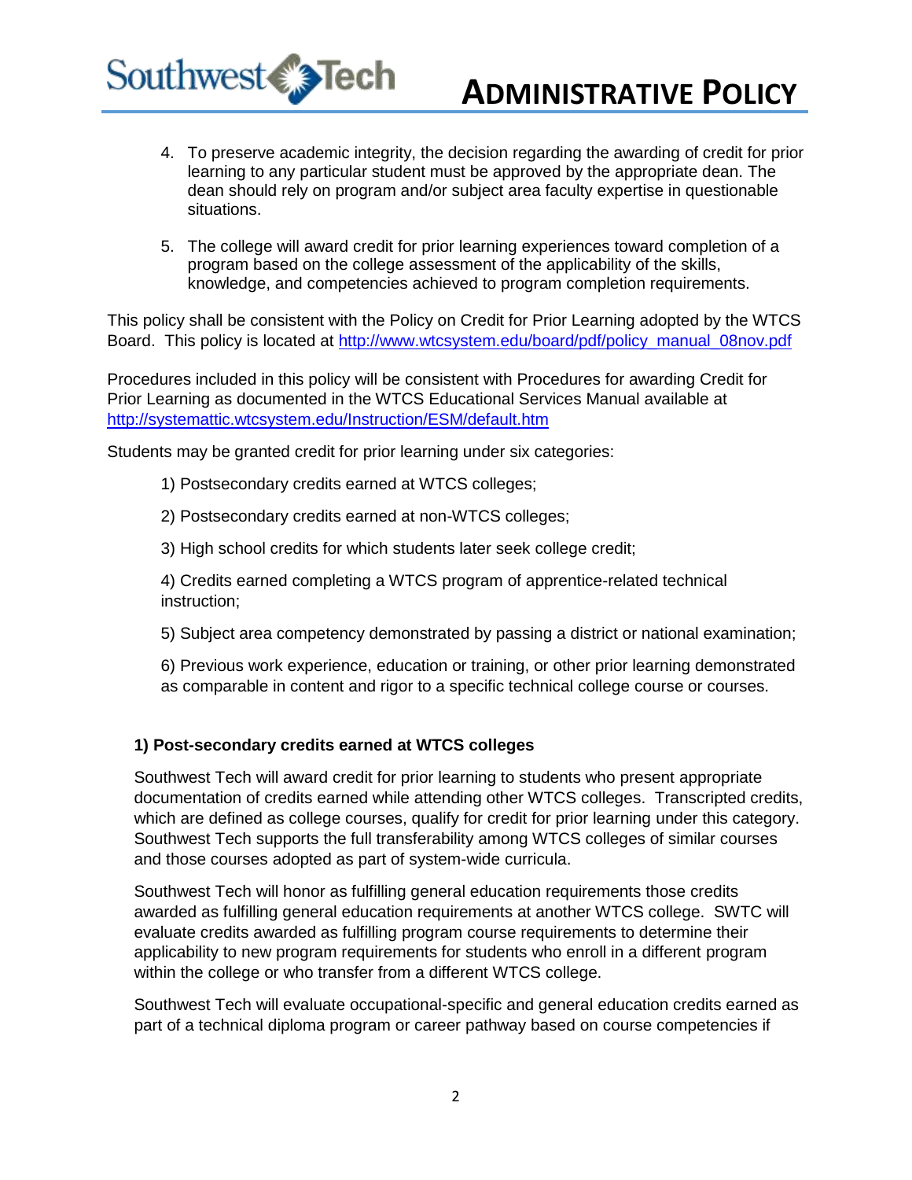4. To preserve academic integrity, the decision regarding the awarding of credit for prior learning to any particular student must be approved by the appropriate dean. The dean should rely on program and/or subject area faculty expertise in questionable situations.

5. The college will award credit for prior learning experiences toward completion of a program based on the college assessment of the applicability of the skills, knowledge, and competencies achieved to program completion requirements.

This policy shall be consistent with the Policy on Credit for Prior Learning adopted by the WTCS Board. This policy is located at http://www.wtcsystem.edu/board/pdf/policy_manual_08nov.pdf

Procedures included in this policy will be consistent with Procedures for awarding Credit for Prior Learning as documented in the WTCS Educational Services Manual available at http://systemattic.wtcsystem.edu/Instruction/ESM/default.htm

Students may be granted credit for prior learning under six categories:

1) Postsecondary credits earned at WTCS colleges;

2) Postsecondary credits earned at non-WTCS colleges;

3) High school credits for which students later seek college credit;

4) Credits earned completing a WTCS program of apprentice-related technical instruction;

5) Subject area competency demonstrated by passing a district or national examination;

6) Previous work experience, education or training, or other prior learning demonstrated as comparable in content and rigor to a specific technical college course or courses.

**1) Post-secondary credits earned at WTCS colleges**

Southwest Tech will award credit for prior learning to students who present appropriate documentation of credits earned while attending other WTCS colleges. Transcripted credits, which are defined as college courses, qualify for credit for prior learning under this category. Southwest Tech supports the full transferability among WTCS colleges of similar courses and those courses adopted as part of system-wide curricula.

Southwest Tech will honor as fulfilling general education requirements those credits awarded as fulfilling general education requirements at another WTCS college. SWTC will evaluate credits awarded as fulfilling program course requirements to determine their applicability to new program requirements for students who enroll in a different program within the college or who transfer from a different WTCS college.

Southwest Tech will evaluate occupational-specific and general education credits earned as part of a technical diploma program or career pathway based on course competencies if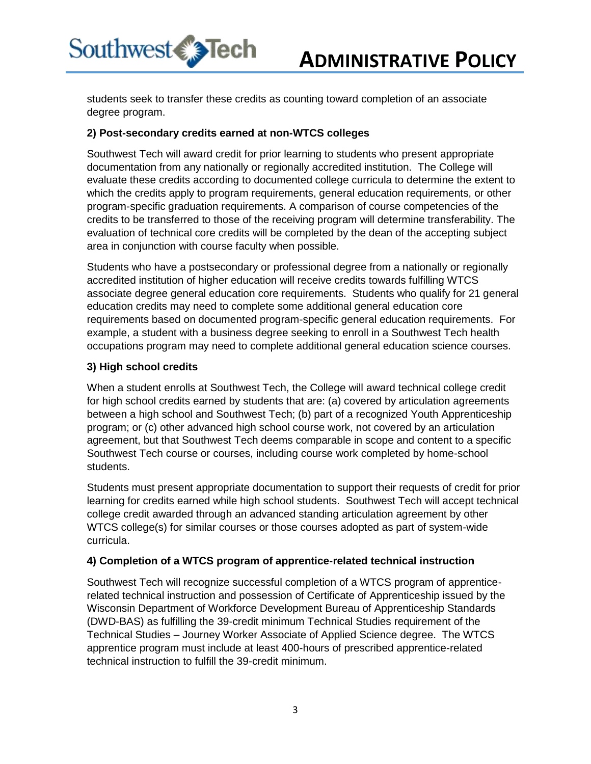students seek to transfer these credits as counting toward completion of an associate degree program.

**2) Post-secondary credits earned at non-WTCS colleges**

Southwest Tech will award credit for prior learning to students who present appropriate documentation from any nationally or regionally accredited institution. The College will evaluate these credits according to documented college curricula to determine the extent to which the credits apply to program requirements, general education requirements, or other program-specific graduation requirements. A comparison of course competencies of the credits to be transferred to those of the receiving program will determine transferability. The evaluation of technical core credits will be completed by the dean of the accepting subject area in conjunction with course faculty when possible.

Students who have a postsecondary or professional degree from a nationally or regionally accredited institution of higher education will receive credits towards fulfilling WTCS associate degree general education core requirements. Students who qualify for 21 general education credits may need to complete some additional general education core requirements based on documented program-specific general education requirements. For example, a student with a business degree seeking to enroll in a Southwest Tech health occupations program may need to complete additional general education science courses.

**3) High school credits**

When a student enrolls at Southwest Tech, the College will award technical college credit for high school credits earned by students that are: (a) covered by articulation agreements between a high school and Southwest Tech; (b) part of a recognized Youth Apprenticeship program; or (c) other advanced high school course work, not covered by an articulation agreement, but that Southwest Tech deems comparable in scope and content to a specific Southwest Tech course or courses, including course work completed by home-school students.

Students must present appropriate documentation to support their requests of credit for prior learning for credits earned while high school students. Southwest Tech will accept technical college credit awarded through an advanced standing articulation agreement by other WTCS college(s) for similar courses or those courses adopted as part of system-wide curricula.

**4) Completion of a WTCS program of apprentice-related technical instruction**

Southwest Tech will recognize successful completion of a WTCS program of apprentice-related technical instruction and possession of Certificate of Apprenticeship issued by the Wisconsin Department of Workforce Development Bureau of Apprenticeship Standards (DWD-BAS) as fulfilling the 39-credit minimum Technical Studies requirement of the Technical Studies – Journey Worker Associate of Applied Science degree. The WTCS apprentice program must include at least 400-hours of prescribed apprentice-related technical instruction to fulfill the 39-credit minimum.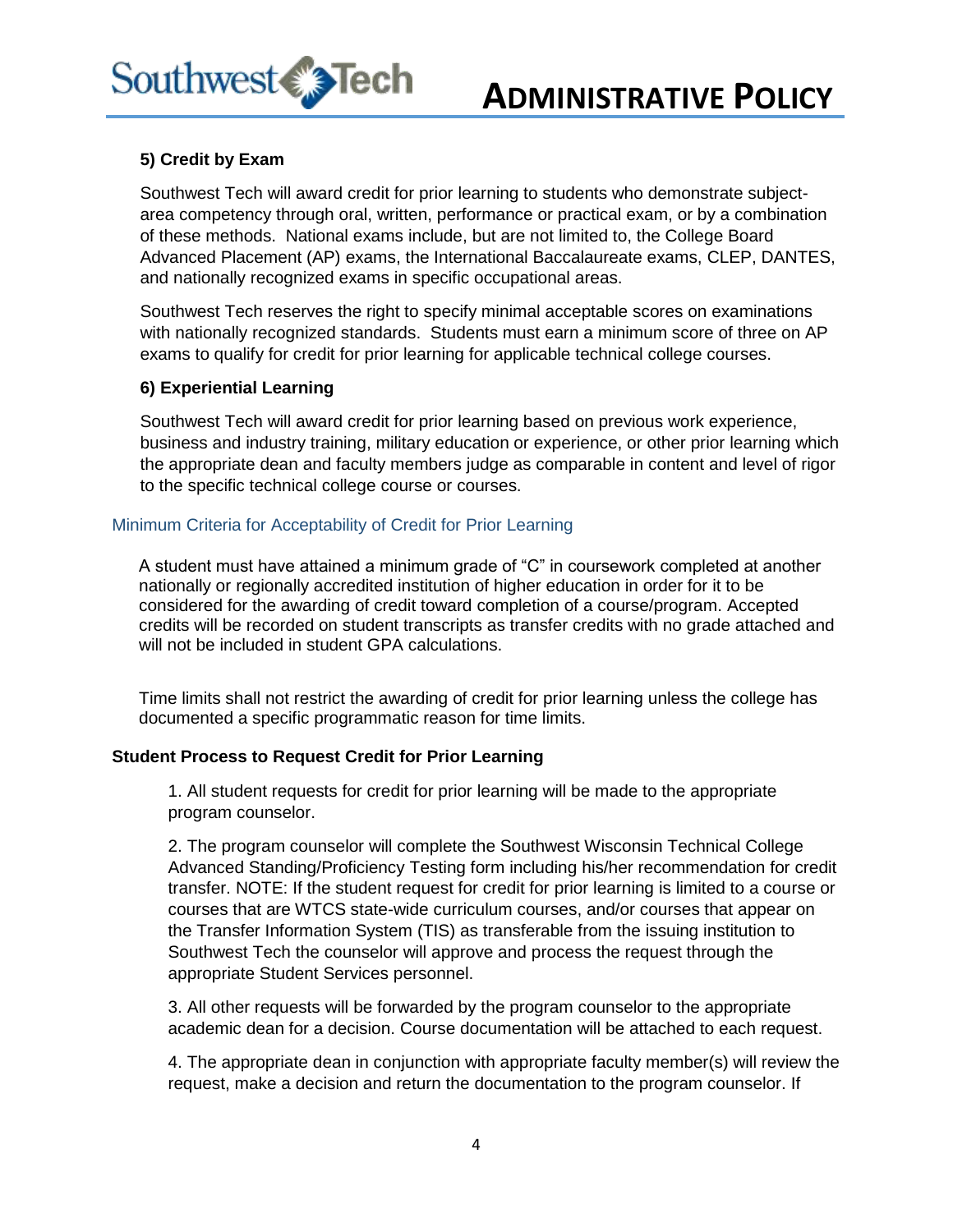#### 5) Credit by Exam

Southwest Tech will award credit for prior learning to students who demonstrate subject-area competency through oral, written, performance or practical exam, or by a combination of these methods. National exams include, but are not limited to, the College Board Advanced Placement (AP) exams, the International Baccalaureate exams, CLEP, DANTES, and nationally recognized exams in specific occupational areas.

Southwest Tech reserves the right to specify minimal acceptable scores on examinations with nationally recognized standards. Students must earn a minimum score of three on AP exams to qualify for credit for prior learning for applicable technical college courses.

#### 6) Experiential Learning

Southwest Tech will award credit for prior learning based on previous work experience, business and industry training, military education or experience, or other prior learning which the appropriate dean and faculty members judge as comparable in content and level of rigor to the specific technical college course or courses.

### Minimum Criteria for Acceptability of Credit for Prior Learning

A student must have attained a minimum grade of "C" in coursework completed at another nationally or regionally accredited institution of higher education in order for it to be considered for the awarding of credit toward completion of a course/program. Accepted credits will be recorded on student transcripts as transfer credits with no grade attached and will not be included in student GPA calculations.

Time limits shall not restrict the awarding of credit for prior learning unless the college has documented a specific programmatic reason for time limits.

### Student Process to Request Credit for Prior Learning

1. All student requests for credit for prior learning will be made to the appropriate program counselor.

2. The program counselor will complete the Southwest Wisconsin Technical College Advanced Standing/Proficiency Testing form including his/her recommendation for credit transfer. NOTE: If the student request for credit for prior learning is limited to a course or courses that are WTCS state-wide curriculum courses, and/or courses that appear on the Transfer Information System (TIS) as transferable from the issuing institution to Southwest Tech the counselor will approve and process the request through the appropriate Student Services personnel.

3. All other requests will be forwarded by the program counselor to the appropriate academic dean for a decision. Course documentation will be attached to each request.

4. The appropriate dean in conjunction with appropriate faculty member(s) will review the request, make a decision and return the documentation to the program counselor. If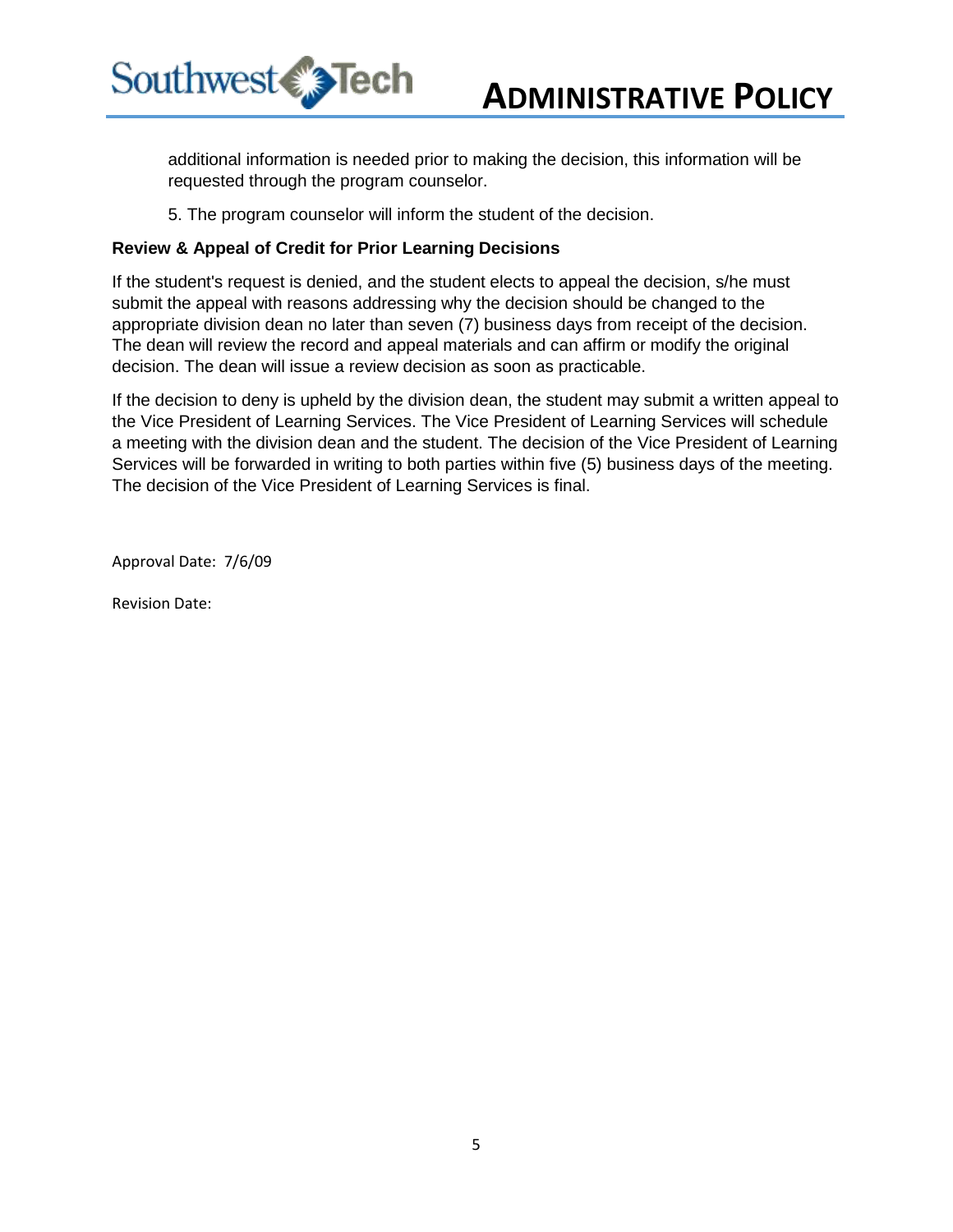additional information is needed prior to making the decision, this information will be requested through the program counselor.

5. The program counselor will inform the student of the decision.

**Review & Appeal of Credit for Prior Learning Decisions**

If the student's request is denied, and the student elects to appeal the decision, s/he must submit the appeal with reasons addressing why the decision should be changed to the appropriate division dean no later than seven (7) business days from receipt of the decision. The dean will review the record and appeal materials and can affirm or modify the original decision. The dean will issue a review decision as soon as practicable.

If the decision to deny is upheld by the division dean, the student may submit a written appeal to the Vice President of Learning Services. The Vice President of Learning Services will schedule a meeting with the division dean and the student. The decision of the Vice President of Learning Services will be forwarded in writing to both parties within five (5) business days of the meeting. The decision of the Vice President of Learning Services is final.

Approval Date: 7/6/09

Revision Date: